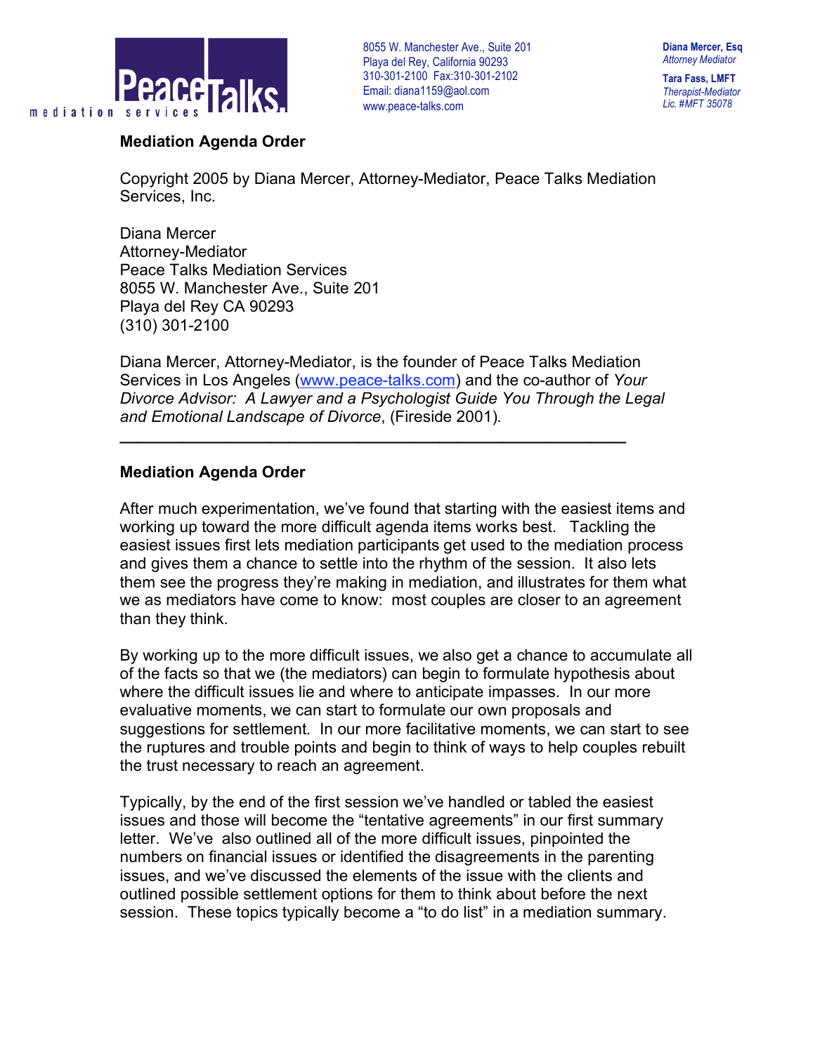PeaceTalks mediation services

8055 W. Manchester Ave., Suite 201
Playa del Rey, California 90293
310-301-2100 Fax:310-301-2102
Email: diana1159@aol.com
www.peace-talks.com

**Diana Mercer, Esq**
*Attorney Mediator*

**Tara Fass, LMFT**
*Therapist-Mediator*
*Lic. #MFT 35078*

**Mediation Agenda Order**

Copyright 2005 by Diana Mercer, Attorney-Mediator, Peace Talks Mediation Services, Inc.

Diana Mercer
Attorney-Mediator
Peace Talks Mediation Services
8055 W. Manchester Ave., Suite 201
Playa del Rey CA 90293
(310) 301-2100

Diana Mercer, Attorney-Mediator, is the founder of Peace Talks Mediation Services in Los Angeles (www.peace-talks.com) and the co-author of *Your Divorce Advisor: A Lawyer and a Psychologist Guide You Through the Legal and Emotional Landscape of Divorce*, (Fireside 2001).

---

**Mediation Agenda Order**

After much experimentation, we've found that starting with the easiest items and working up toward the more difficult agenda items works best. Tackling the easiest issues first lets mediation participants get used to the mediation process and gives them a chance to settle into the rhythm of the session. It also lets them see the progress they're making in mediation, and illustrates for them what we as mediators have come to know: most couples are closer to an agreement than they think.

By working up to the more difficult issues, we also get a chance to accumulate all of the facts so that we (the mediators) can begin to formulate hypothesis about where the difficult issues lie and where to anticipate impasses. In our more evaluative moments, we can start to formulate our own proposals and suggestions for settlement. In our more facilitative moments, we can start to see the ruptures and trouble points and begin to think of ways to help couples rebuilt the trust necessary to reach an agreement.

Typically, by the end of the first session we've handled or tabled the easiest issues and those will become the "tentative agreements" in our first summary letter. We've also outlined all of the more difficult issues, pinpointed the numbers on financial issues or identified the disagreements in the parenting issues, and we've discussed the elements of the issue with the clients and outlined possible settlement options for them to think about before the next session. These topics typically become a "to do list" in a mediation summary.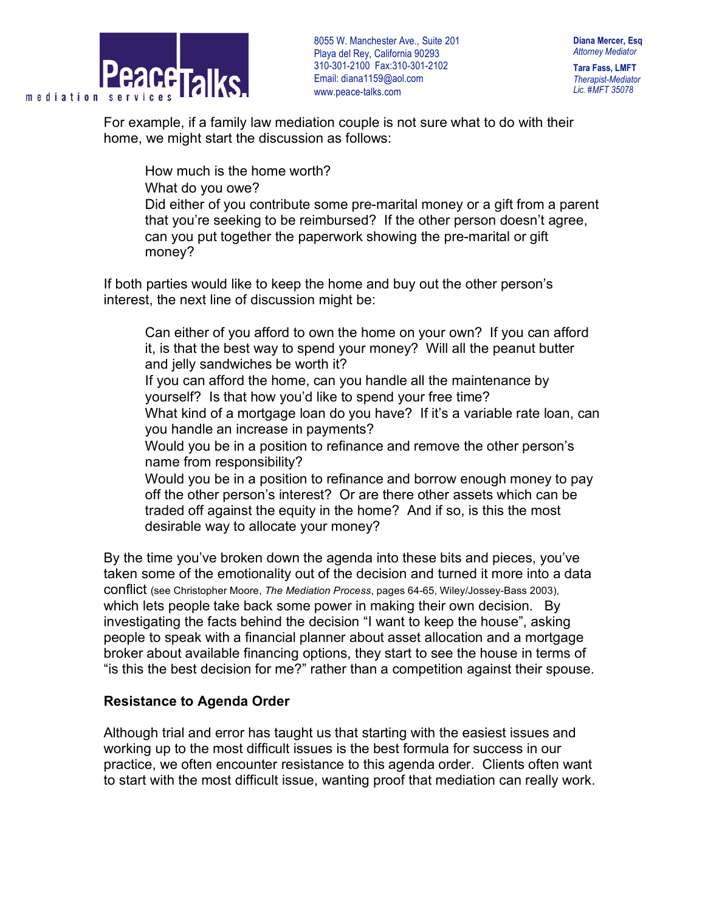For example, if a family law mediation couple is not sure what to do with their home, we might start the discussion as follows:

> How much is the home worth?
> What do you owe?
> Did either of you contribute some pre-marital money or a gift from a parent that you're seeking to be reimbursed? If the other person doesn't agree, can you put together the paperwork showing the pre-marital or gift money?

If both parties would like to keep the home and buy out the other person's interest, the next line of discussion might be:

> Can either of you afford to own the home on your own? If you can afford it, is that the best way to spend your money? Will all the peanut butter and jelly sandwiches be worth it?
> If you can afford the home, can you handle all the maintenance by yourself? Is that how you'd like to spend your free time?
> What kind of a mortgage loan do you have? If it's a variable rate loan, can you handle an increase in payments?
> Would you be in a position to refinance and remove the other person's name from responsibility?
> Would you be in a position to refinance and borrow enough money to pay off the other person's interest? Or are there other assets which can be traded off against the equity in the home? And if so, is this the most desirable way to allocate your money?

By the time you've broken down the agenda into these bits and pieces, you've taken some of the emotionality out of the decision and turned it more into a data conflict (see Christopher Moore, *The Mediation Process*, pages 64-65, Wiley/Jossey-Bass 2003), which lets people take back some power in making their own decision. By investigating the facts behind the decision "I want to keep the house", asking people to speak with a financial planner about asset allocation and a mortgage broker about available financing options, they start to see the house in terms of "is this the best decision for me?" rather than a competition against their spouse.

**Resistance to Agenda Order**

Although trial and error has taught us that starting with the easiest issues and working up to the most difficult issues is the best formula for success in our practice, we often encounter resistance to this agenda order. Clients often want to start with the most difficult issue, wanting proof that mediation can really work.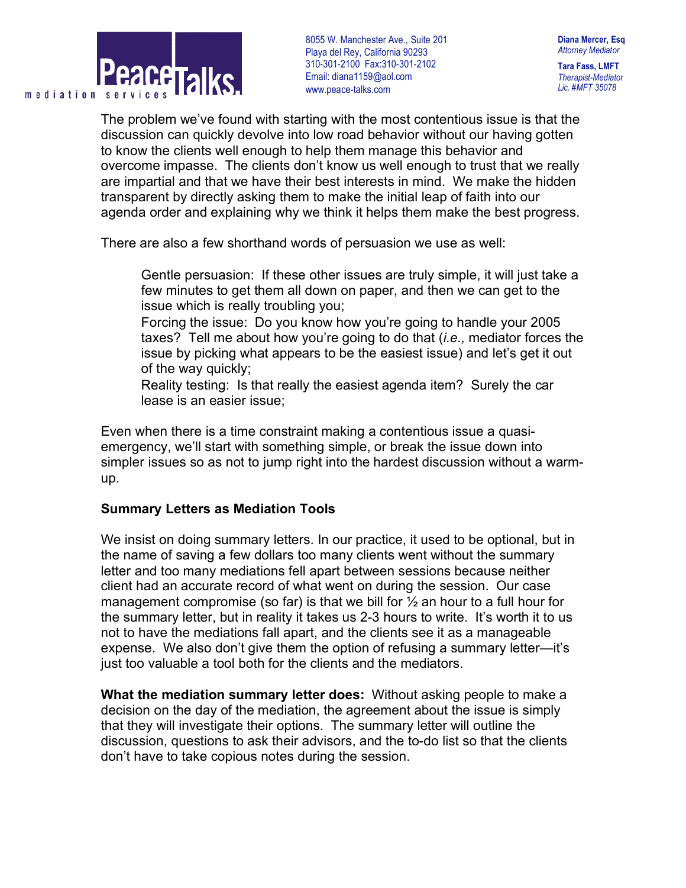The problem we've found with starting with the most contentious issue is that the discussion can quickly devolve into low road behavior without our having gotten to know the clients well enough to help them manage this behavior and overcome impasse. The clients don't know us well enough to trust that we really are impartial and that we have their best interests in mind. We make the hidden transparent by directly asking them to make the initial leap of faith into our agenda order and explaining why we think it helps them make the best progress.

There are also a few shorthand words of persuasion we use as well:

> Gentle persuasion: If these other issues are truly simple, it will just take a few minutes to get them all down on paper, and then we can get to the issue which is really troubling you;
>
> Forcing the issue: Do you know how you're going to handle your 2005 taxes? Tell me about how you're going to do that (*i.e.,* mediator forces the issue by picking what appears to be the easiest issue) and let's get it out of the way quickly;
>
> Reality testing: Is that really the easiest agenda item? Surely the car lease is an easier issue;

Even when there is a time constraint making a contentious issue a quasi-emergency, we'll start with something simple, or break the issue down into simpler issues so as not to jump right into the hardest discussion without a warm-up.

**Summary Letters as Mediation Tools**

We insist on doing summary letters. In our practice, it used to be optional, but in the name of saving a few dollars too many clients went without the summary letter and too many mediations fell apart between sessions because neither client had an accurate record of what went on during the session. Our case management compromise (so far) is that we bill for ½ an hour to a full hour for the summary letter, but in reality it takes us 2-3 hours to write. It's worth it to us not to have the mediations fall apart, and the clients see it as a manageable expense. We also don't give them the option of refusing a summary letter—it's just too valuable a tool both for the clients and the mediators.

**What the mediation summary letter does:** Without asking people to make a decision on the day of the mediation, the agreement about the issue is simply that they will investigate their options. The summary letter will outline the discussion, questions to ask their advisors, and the to-do list so that the clients don't have to take copious notes during the session.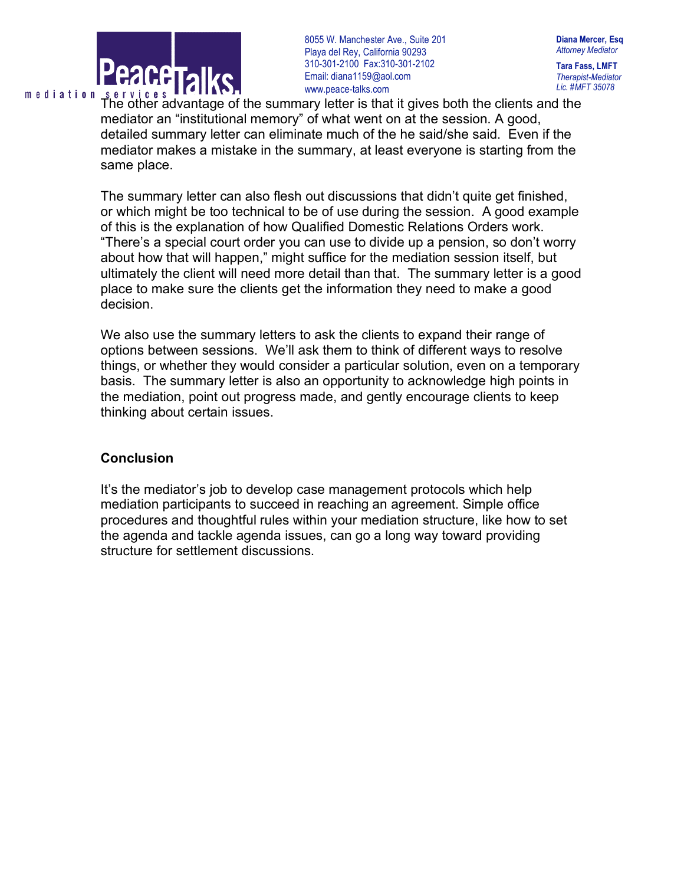The other advantage of the summary letter is that it gives both the clients and the mediator an "institutional memory" of what went on at the session. A good, detailed summary letter can eliminate much of the he said/she said. Even if the mediator makes a mistake in the summary, at least everyone is starting from the same place.

The summary letter can also flesh out discussions that didn't quite get finished, or which might be too technical to be of use during the session. A good example of this is the explanation of how Qualified Domestic Relations Orders work. "There's a special court order you can use to divide up a pension, so don't worry about how that will happen," might suffice for the mediation session itself, but ultimately the client will need more detail than that. The summary letter is a good place to make sure the clients get the information they need to make a good decision.

We also use the summary letters to ask the clients to expand their range of options between sessions. We'll ask them to think of different ways to resolve things, or whether they would consider a particular solution, even on a temporary basis. The summary letter is also an opportunity to acknowledge high points in the mediation, point out progress made, and gently encourage clients to keep thinking about certain issues.

## Conclusion

It's the mediator's job to develop case management protocols which help mediation participants to succeed in reaching an agreement. Simple office procedures and thoughtful rules within your mediation structure, like how to set the agenda and tackle agenda issues, can go a long way toward providing structure for settlement discussions.